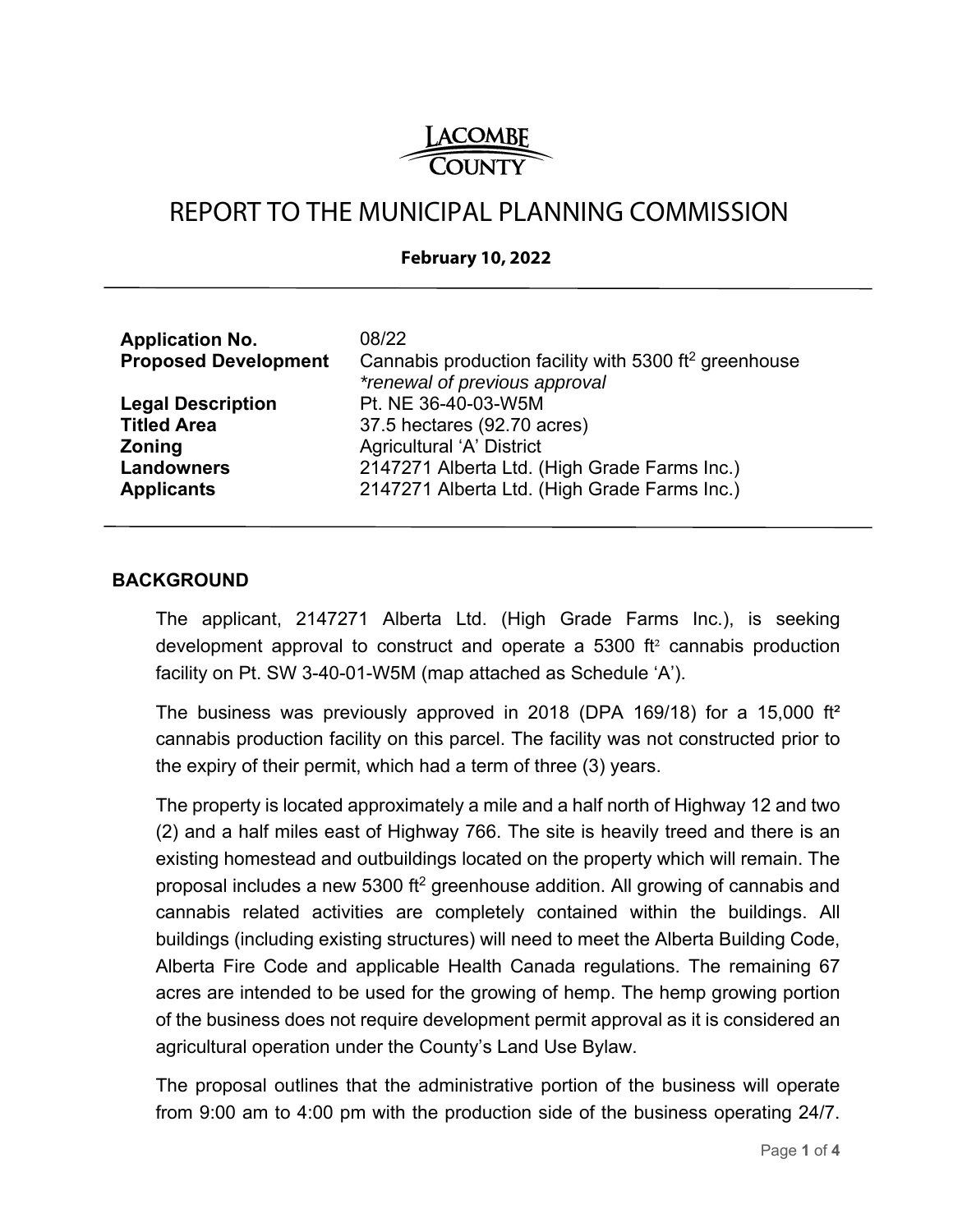LACOMBE COUNTY

# REPORT TO THE MUNICIPAL PLANNING COMMISSION

**February 10, 2022**

---

| | |
|---|---|
| **Application No.** | 08/22 |
| **Proposed Development** | Cannabis production facility with 5300 ft$^2$ greenhouse *\*renewal of previous approval* |
| **Legal Description** | Pt. NE 36-40-03-W5M |
| **Titled Area** | 37.5 hectares (92.70 acres) |
| **Zoning** | Agricultural 'A' District |
| **Landowners** | 2147271 Alberta Ltd. (High Grade Farms Inc.) |
| **Applicants** | 2147271 Alberta Ltd. (High Grade Farms Inc.) |

---

## BACKGROUND

The applicant, 2147271 Alberta Ltd. (High Grade Farms Inc.), is seeking development approval to construct and operate a 5300 ft$^2$ cannabis production facility on Pt. SW 3-40-01-W5M (map attached as Schedule 'A').

The business was previously approved in 2018 (DPA 169/18) for a 15,000 ft² cannabis production facility on this parcel. The facility was not constructed prior to the expiry of their permit, which had a term of three (3) years.

The property is located approximately a mile and a half north of Highway 12 and two (2) and a half miles east of Highway 766. The site is heavily treed and there is an existing homestead and outbuildings located on the property which will remain. The proposal includes a new 5300 ft$^2$ greenhouse addition. All growing of cannabis and cannabis related activities are completely contained within the buildings. All buildings (including existing structures) will need to meet the Alberta Building Code, Alberta Fire Code and applicable Health Canada regulations. The remaining 67 acres are intended to be used for the growing of hemp. The hemp growing portion of the business does not require development permit approval as it is considered an agricultural operation under the County's Land Use Bylaw.

The proposal outlines that the administrative portion of the business will operate from 9:00 am to 4:00 pm with the production side of the business operating 24/7.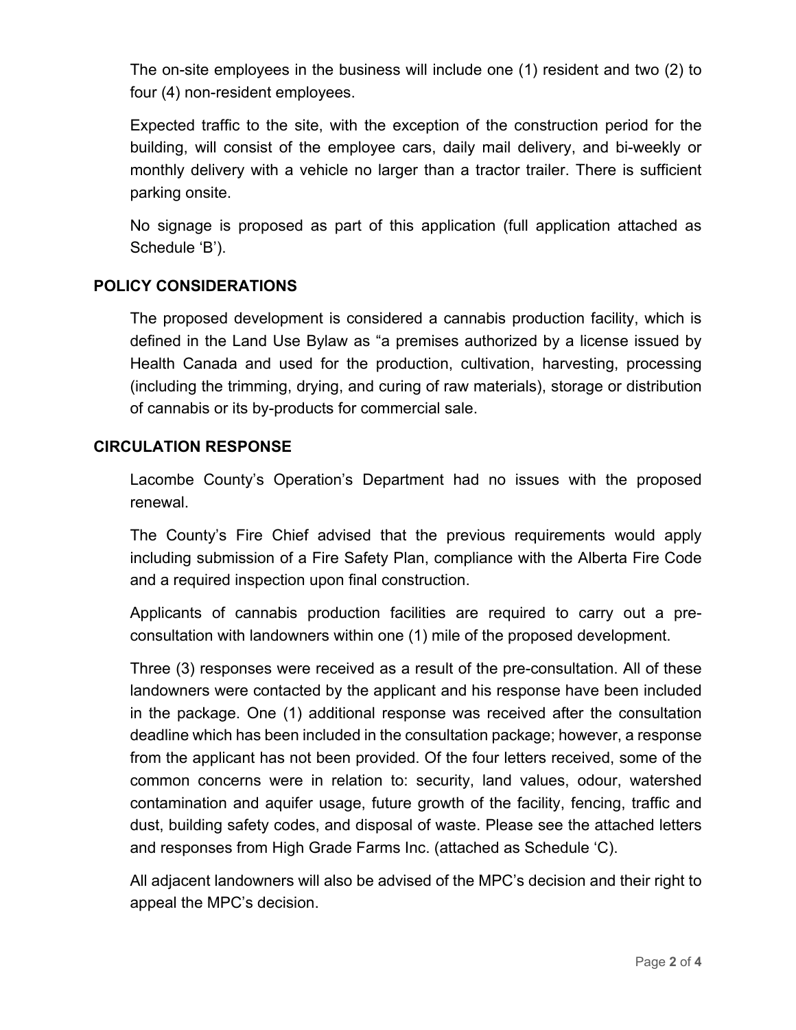The on-site employees in the business will include one (1) resident and two (2) to four (4) non-resident employees.

Expected traffic to the site, with the exception of the construction period for the building, will consist of the employee cars, daily mail delivery, and bi-weekly or monthly delivery with a vehicle no larger than a tractor trailer. There is sufficient parking onsite.

No signage is proposed as part of this application (full application attached as Schedule 'B').

## POLICY CONSIDERATIONS

The proposed development is considered a cannabis production facility, which is defined in the Land Use Bylaw as "a premises authorized by a license issued by Health Canada and used for the production, cultivation, harvesting, processing (including the trimming, drying, and curing of raw materials), storage or distribution of cannabis or its by-products for commercial sale.

## CIRCULATION RESPONSE

Lacombe County's Operation's Department had no issues with the proposed renewal.

The County's Fire Chief advised that the previous requirements would apply including submission of a Fire Safety Plan, compliance with the Alberta Fire Code and a required inspection upon final construction.

Applicants of cannabis production facilities are required to carry out a pre-consultation with landowners within one (1) mile of the proposed development.

Three (3) responses were received as a result of the pre-consultation. All of these landowners were contacted by the applicant and his response have been included in the package. One (1) additional response was received after the consultation deadline which has been included in the consultation package; however, a response from the applicant has not been provided. Of the four letters received, some of the common concerns were in relation to: security, land values, odour, watershed contamination and aquifer usage, future growth of the facility, fencing, traffic and dust, building safety codes, and disposal of waste. Please see the attached letters and responses from High Grade Farms Inc. (attached as Schedule 'C).

All adjacent landowners will also be advised of the MPC's decision and their right to appeal the MPC's decision.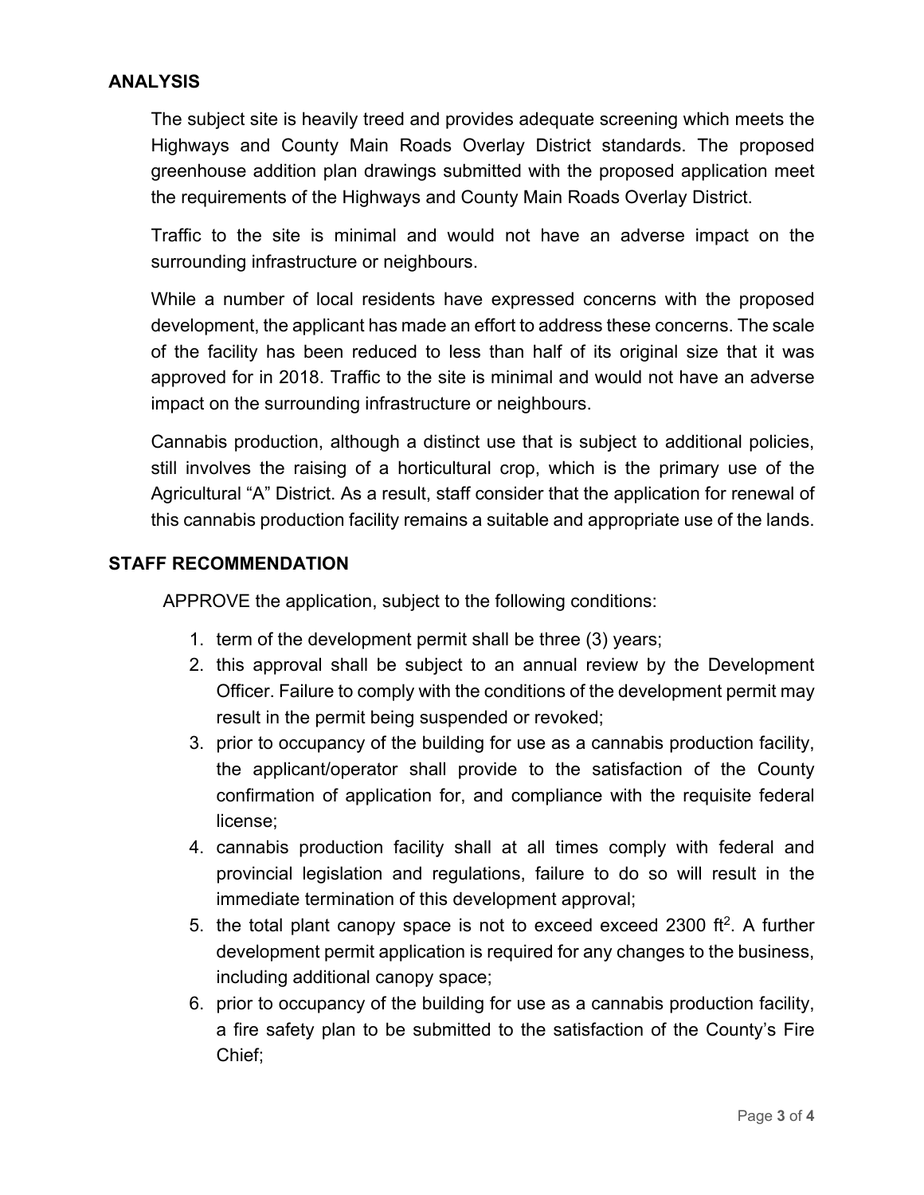## ANALYSIS

The subject site is heavily treed and provides adequate screening which meets the Highways and County Main Roads Overlay District standards. The proposed greenhouse addition plan drawings submitted with the proposed application meet the requirements of the Highways and County Main Roads Overlay District.

Traffic to the site is minimal and would not have an adverse impact on the surrounding infrastructure or neighbours.

While a number of local residents have expressed concerns with the proposed development, the applicant has made an effort to address these concerns. The scale of the facility has been reduced to less than half of its original size that it was approved for in 2018. Traffic to the site is minimal and would not have an adverse impact on the surrounding infrastructure or neighbours.

Cannabis production, although a distinct use that is subject to additional policies, still involves the raising of a horticultural crop, which is the primary use of the Agricultural "A" District. As a result, staff consider that the application for renewal of this cannabis production facility remains a suitable and appropriate use of the lands.

## STAFF RECOMMENDATION

APPROVE the application, subject to the following conditions:

1. term of the development permit shall be three (3) years;
2. this approval shall be subject to an annual review by the Development Officer. Failure to comply with the conditions of the development permit may result in the permit being suspended or revoked;
3. prior to occupancy of the building for use as a cannabis production facility, the applicant/operator shall provide to the satisfaction of the County confirmation of application for, and compliance with the requisite federal license;
4. cannabis production facility shall at all times comply with federal and provincial legislation and regulations, failure to do so will result in the immediate termination of this development approval;
5. the total plant canopy space is not to exceed exceed 2300 $ft^2$. A further development permit application is required for any changes to the business, including additional canopy space;
6. prior to occupancy of the building for use as a cannabis production facility, a fire safety plan to be submitted to the satisfaction of the County's Fire Chief;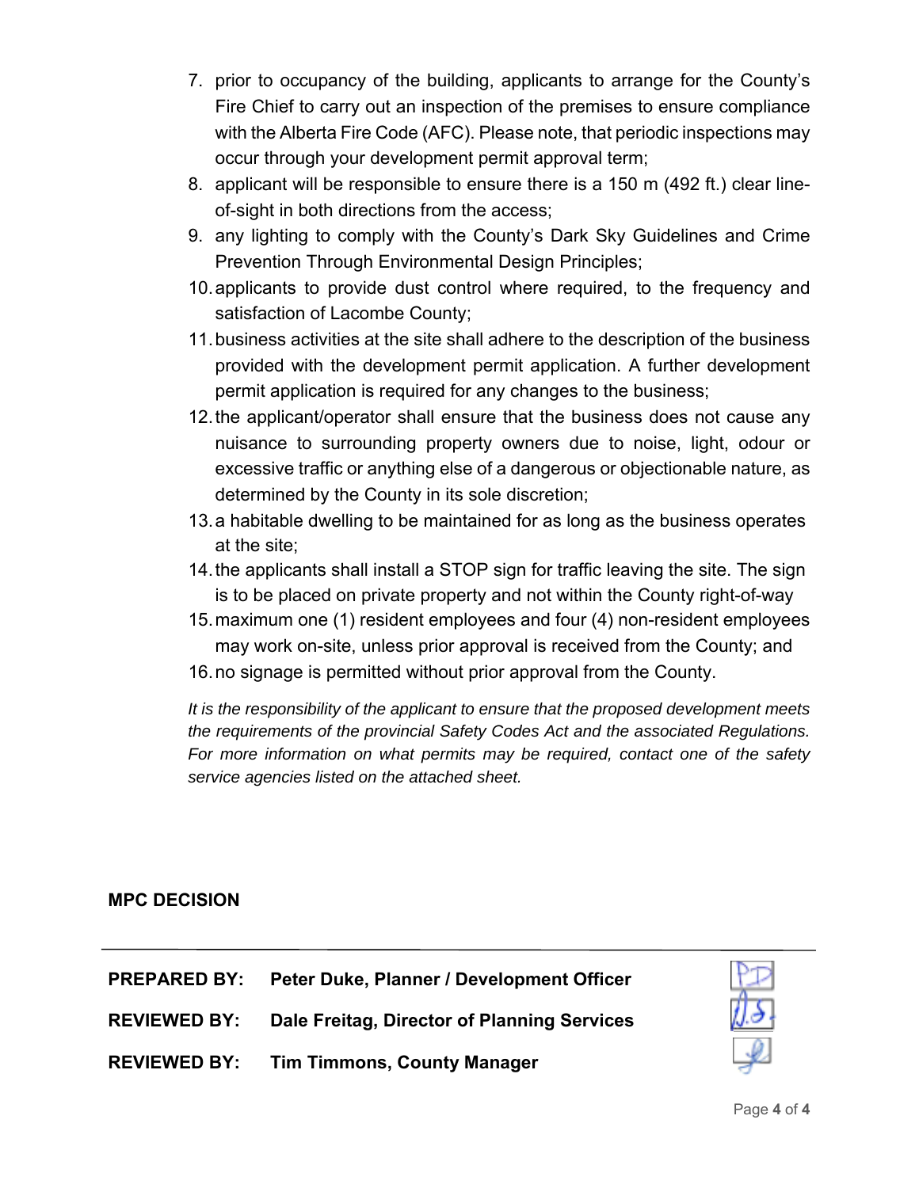7. prior to occupancy of the building, applicants to arrange for the County's Fire Chief to carry out an inspection of the premises to ensure compliance with the Alberta Fire Code (AFC). Please note, that periodic inspections may occur through your development permit approval term;
8. applicant will be responsible to ensure there is a 150 m (492 ft.) clear line-of-sight in both directions from the access;
9. any lighting to comply with the County's Dark Sky Guidelines and Crime Prevention Through Environmental Design Principles;
10. applicants to provide dust control where required, to the frequency and satisfaction of Lacombe County;
11. business activities at the site shall adhere to the description of the business provided with the development permit application. A further development permit application is required for any changes to the business;
12. the applicant/operator shall ensure that the business does not cause any nuisance to surrounding property owners due to noise, light, odour or excessive traffic or anything else of a dangerous or objectionable nature, as determined by the County in its sole discretion;
13. a habitable dwelling to be maintained for as long as the business operates at the site;
14. the applicants shall install a STOP sign for traffic leaving the site. The sign is to be placed on private property and not within the County right-of-way
15. maximum one (1) resident employees and four (4) non-resident employees may work on-site, unless prior approval is received from the County; and
16. no signage is permitted without prior approval from the County.

*It is the responsibility of the applicant to ensure that the proposed development meets the requirements of the provincial Safety Codes Act and the associated Regulations. For more information on what permits may be required, contact one of the safety service agencies listed on the attached sheet.*

**MPC DECISION**

---

**PREPARED BY:** **Peter Duke, Planner / Development Officer**

**REVIEWED BY:** **Dale Freitag, Director of Planning Services**

**REVIEWED BY:** **Tim Timmons, County Manager**